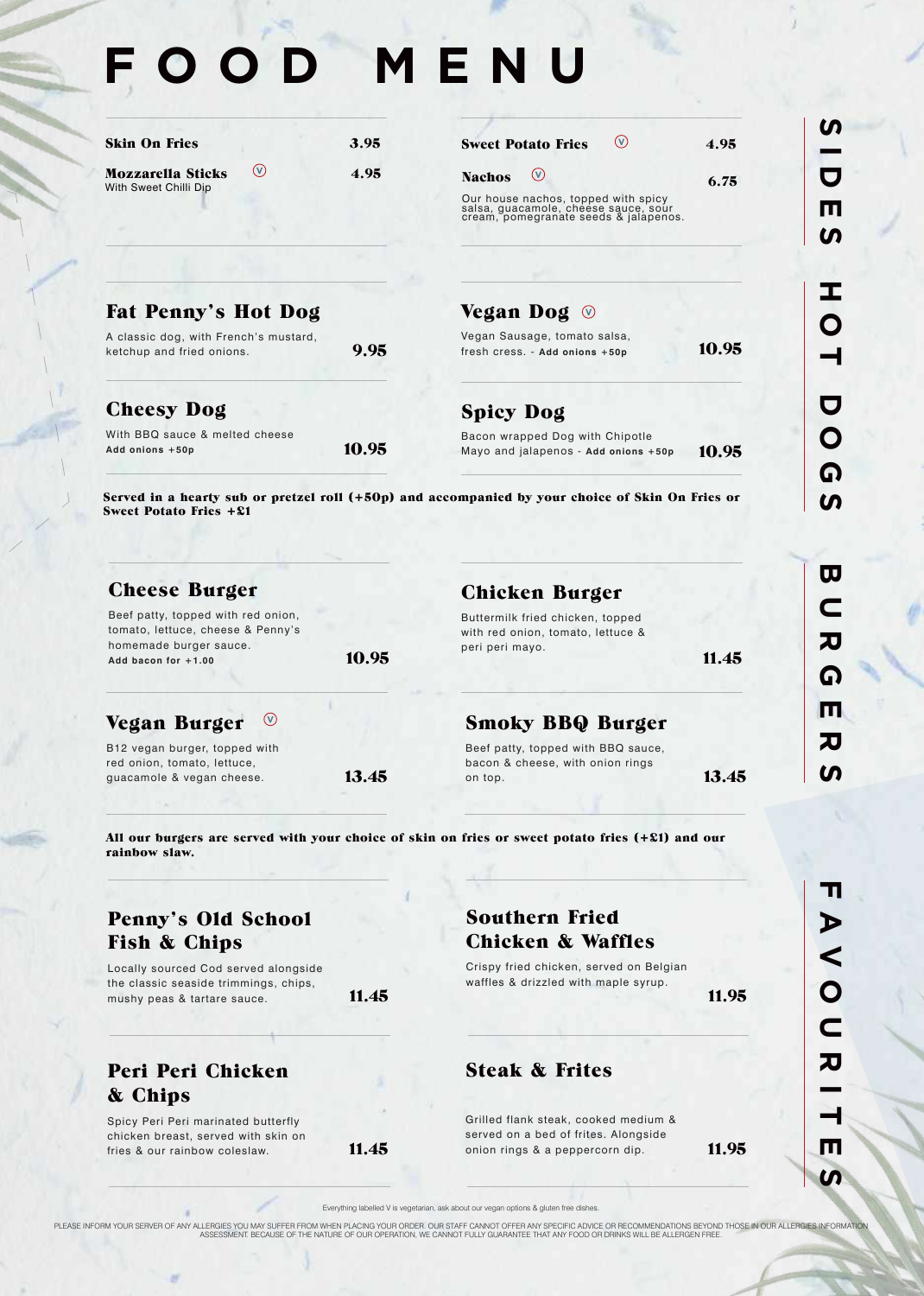# FOOD MENU

## SIDES

**Skin On Fries** 3.95

**Mozzarella Sticks** (V) 4.95
With Sweet Chilli Dip

**Sweet Potato Fries** (V) 4.95

**Nachos** (V) 6.75
Our house nachos, topped with spicy salsa, guacamole, cheese sauce, sour cream, pomegranate seeds & jalapenos.

## HOT DOGS

### Fat Penny's Hot Dog
A classic dog, with French's mustard, ketchup and fried onions. **9.95**

### Vegan Dog (V)
Vegan Sausage, tomato salsa, fresh cress. - **Add onions +50p** **10.95**

### Cheesy Dog
With BBQ sauce & melted cheese
**Add onions +50p** **10.95**

### Spicy Dog
Bacon wrapped Dog with Chipotle Mayo and jalapenos - **Add onions +50p** **10.95**

**Served in a hearty sub or pretzel roll (+50p) and accompanied by your choice of Skin On Fries or Sweet Potato Fries +£1**

## BURGERS

### Cheese Burger
Beef patty, topped with red onion, tomato, lettuce, cheese & Penny's homemade burger sauce.
**Add bacon for +1.00** **10.95**

### Chicken Burger
Buttermilk fried chicken, topped with red onion, tomato, lettuce & peri peri mayo. **11.45**

### Vegan Burger (V)
B12 vegan burger, topped with red onion, tomato, lettuce, guacamole & vegan cheese. **13.45**

### Smoky BBQ Burger
Beef patty, topped with BBQ sauce, bacon & cheese, with onion rings on top. **13.45**

**All our burgers are served with your choice of skin on fries or sweet potato fries (+£1) and our rainbow slaw.**

## FAVOURITES

### Penny's Old School Fish & Chips
Locally sourced Cod served alongside the classic seaside trimmings, chips, mushy peas & tartare sauce. **11.45**

### Southern Fried Chicken & Waffles
Crispy fried chicken, served on Belgian waffles & drizzled with maple syrup. **11.95**

### Peri Peri Chicken & Chips
Spicy Peri Peri marinated butterfly chicken breast, served with skin on fries & our rainbow coleslaw. **11.45**

### Steak & Frites
Grilled flank steak, cooked medium & served on a bed of frites. Alongside onion rings & a peppercorn dip. **11.95**

Everything labelled V is vegetarian, ask about our vegan options & gluten free dishes.

PLEASE INFORM YOUR SERVER OF ANY ALLERGIES YOU MAY SUFFER FROM WHEN PLACING YOUR ORDER. OUR STAFF CANNOT OFFER ANY SPECIFIC ADVICE OR RECOMMENDATIONS BEYOND THOSE IN OUR ALLERGIES INFORMATION ASSESSMENT. BECAUSE OF THE NATURE OF OUR OPERATION, WE CANNOT FULLY GUARANTEE THAT ANY FOOD OR DRINKS WILL BE ALLERGEN FREE.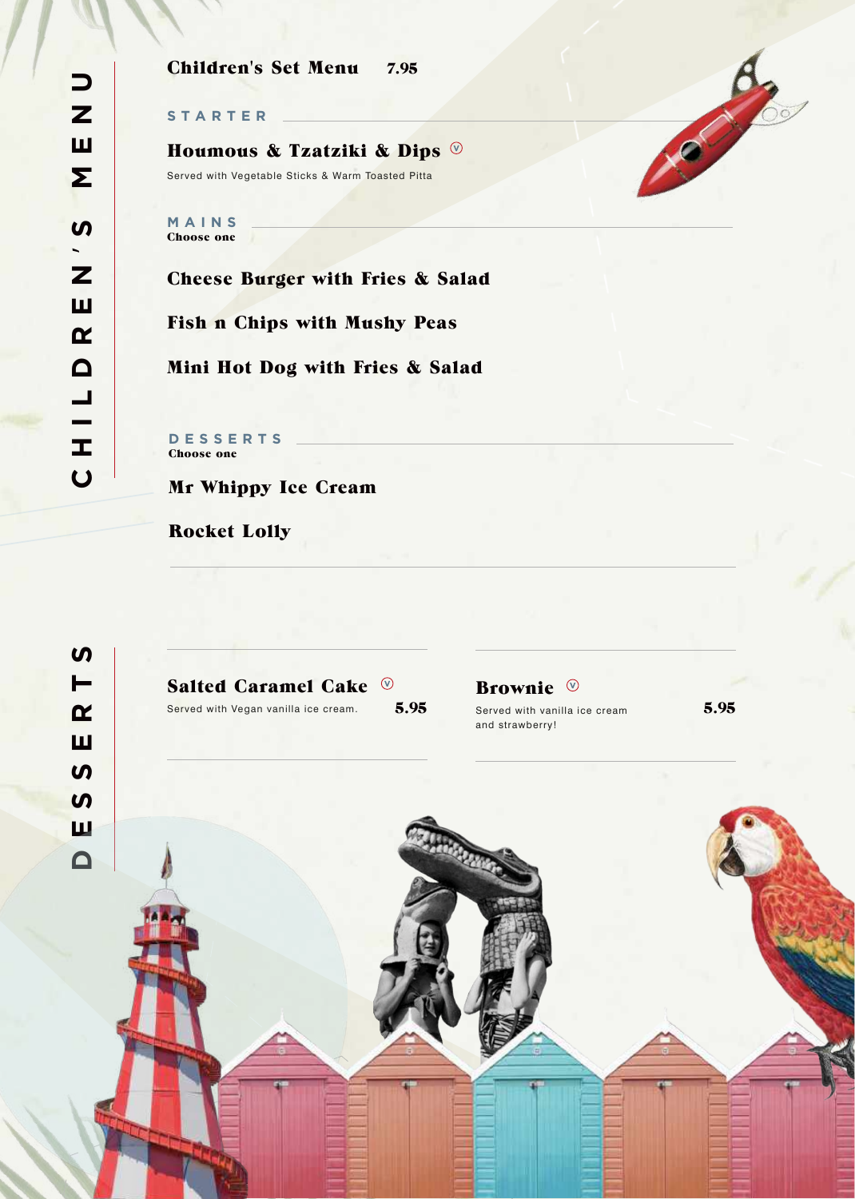# CHILDREN'S MENU

## Children's Set Menu 7.95

### STARTER

**Houmous & Tzatziki & Dips** (V)

Served with Vegetable Sticks & Warm Toasted Pitta

### MAINS

Choose one

**Cheese Burger with Fries & Salad**

**Fish n Chips with Mushy Peas**

**Mini Hot Dog with Fries & Salad**

### DESSERTS

Choose one

**Mr Whippy Ice Cream**

**Rocket Lolly**

# DESSERTS

**Salted Caramel Cake** (V) 5.95

Served with Vegan vanilla ice cream.

**Brownie** (V) 5.95

Served with vanilla ice cream and strawberry!